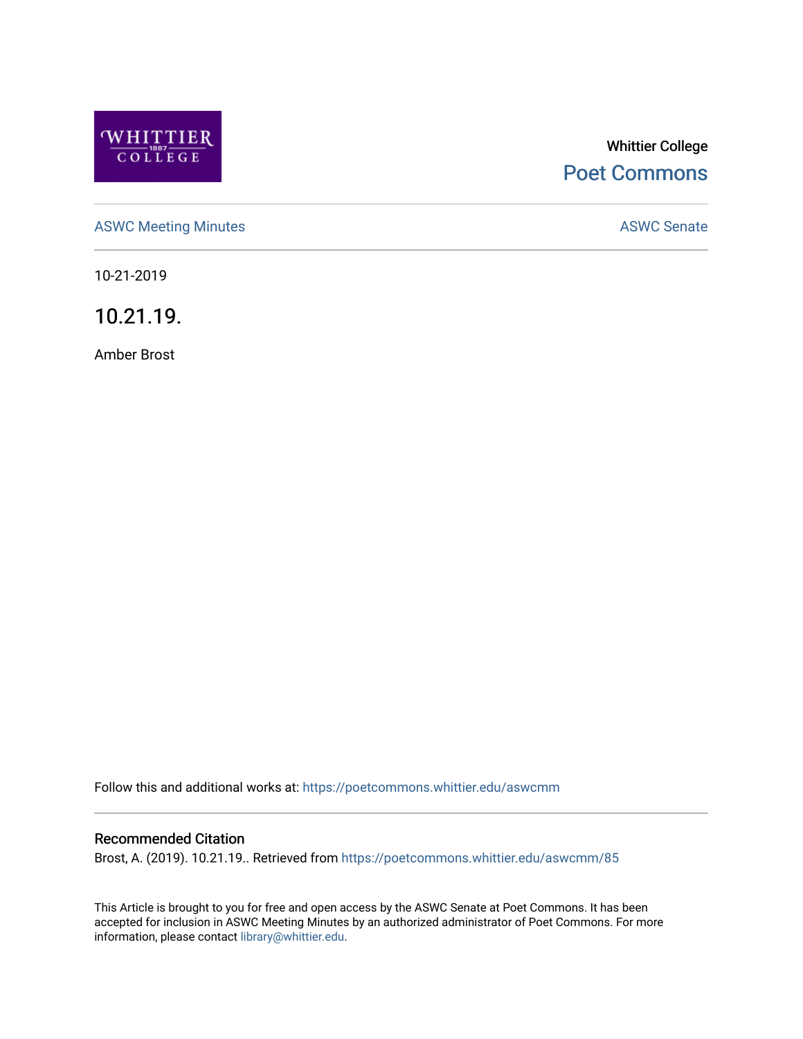Whittier College

Poet Commons

ASWC Meeting Minutes

ASWC Senate

10-21-2019

# 10.21.19.

Amber Brost

Follow this and additional works at: https://poetcommons.whittier.edu/aswcmm

## Recommended Citation

Brost, A. (2019). 10.21.19.. Retrieved from https://poetcommons.whittier.edu/aswcmm/85

This Article is brought to you for free and open access by the ASWC Senate at Poet Commons. It has been accepted for inclusion in ASWC Meeting Minutes by an authorized administrator of Poet Commons. For more information, please contact library@whittier.edu.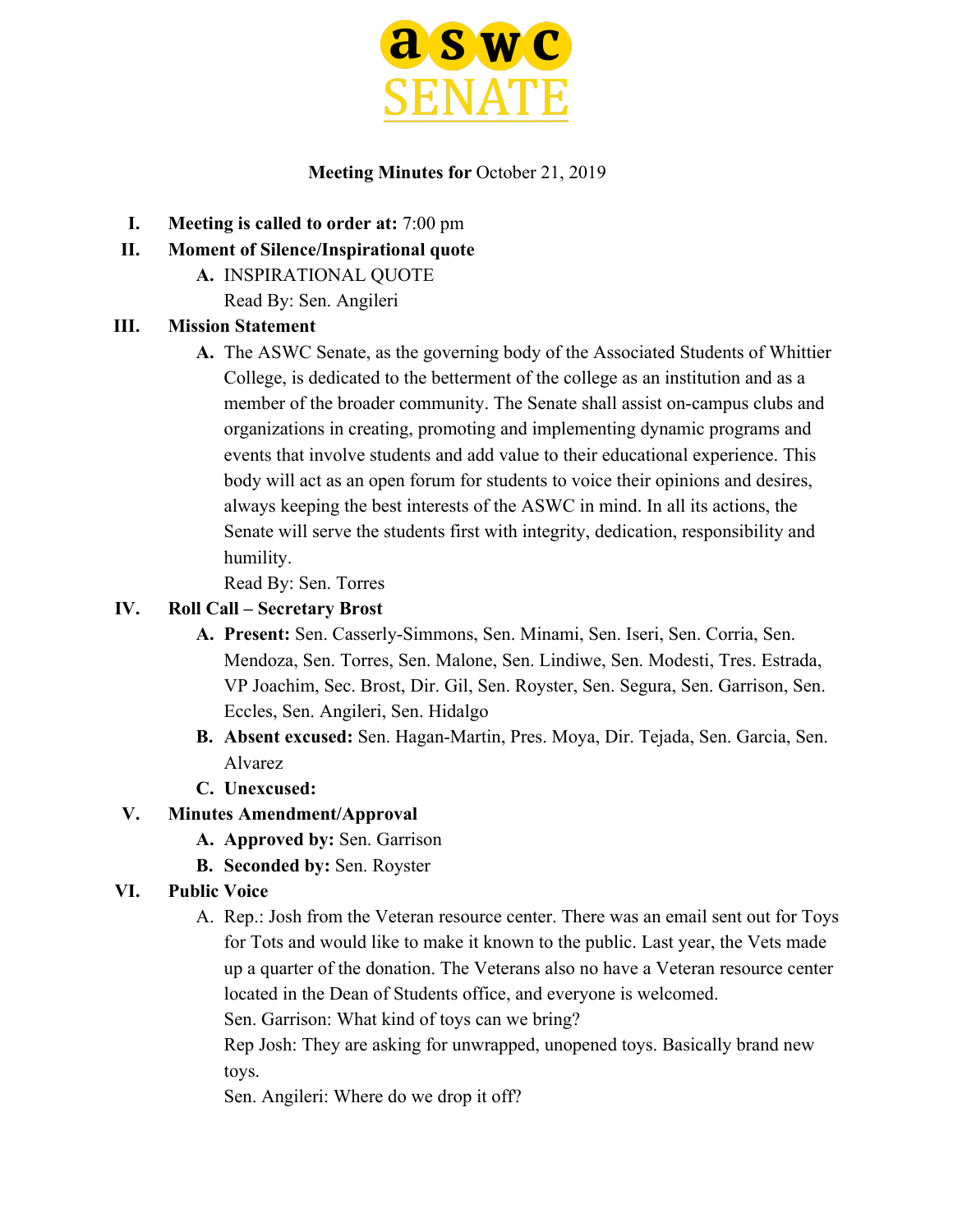**aswc SENATE**

**Meeting Minutes for** October 21, 2019

I. **Meeting is called to order at:** 7:00 pm

II. **Moment of Silence/Inspirational quote**

  A. INSPIRATIONAL QUOTE
  Read By: Sen. Angileri

III. **Mission Statement**

  A. The ASWC Senate, as the governing body of the Associated Students of Whittier College, is dedicated to the betterment of the college as an institution and as a member of the broader community. The Senate shall assist on-campus clubs and organizations in creating, promoting and implementing dynamic programs and events that involve students and add value to their educational experience. This body will act as an open forum for students to voice their opinions and desires, always keeping the best interests of the ASWC in mind. In all its actions, the Senate will serve the students first with integrity, dedication, responsibility and humility.
  Read By: Sen. Torres

IV. **Roll Call – Secretary Brost**

  A. **Present:** Sen. Casserly-Simmons, Sen. Minami, Sen. Iseri, Sen. Corria, Sen. Mendoza, Sen. Torres, Sen. Malone, Sen. Lindiwe, Sen. Modesti, Tres. Estrada, VP Joachim, Sec. Brost, Dir. Gil, Sen. Royster, Sen. Segura, Sen. Garrison, Sen. Eccles, Sen. Angileri, Sen. Hidalgo

  B. **Absent excused:** Sen. Hagan-Martin, Pres. Moya, Dir. Tejada, Sen. Garcia, Sen. Alvarez

  C. **Unexcused:**

V. **Minutes Amendment/Approval**

  A. **Approved by:** Sen. Garrison

  B. **Seconded by:** Sen. Royster

VI. **Public Voice**

  A. Rep.: Josh from the Veteran resource center. There was an email sent out for Toys for Tots and would like to make it known to the public. Last year, the Vets made up a quarter of the donation. The Veterans also no have a Veteran resource center located in the Dean of Students office, and everyone is welcomed.
  Sen. Garrison: What kind of toys can we bring?
  Rep Josh: They are asking for unwrapped, unopened toys. Basically brand new toys.
  Sen. Angileri: Where do we drop it off?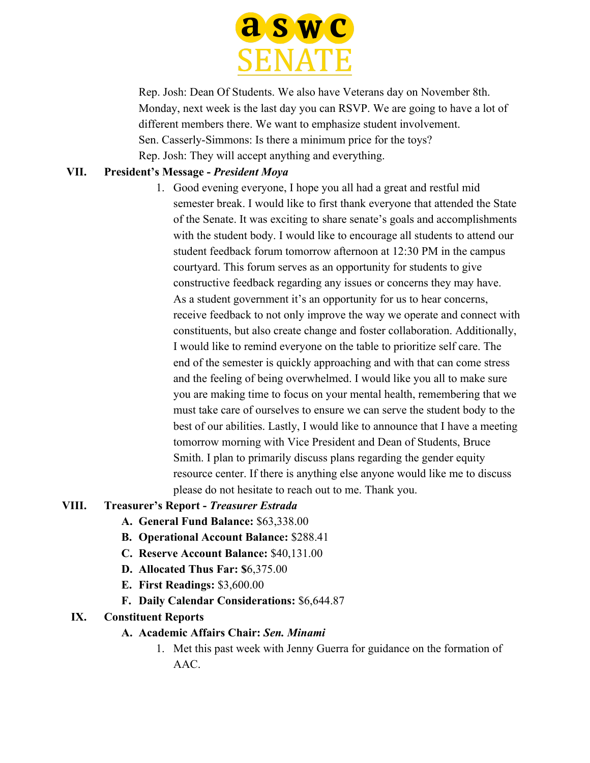Rep. Josh: Dean Of Students. We also have Veterans day on November 8th. Monday, next week is the last day you can RSVP. We are going to have a lot of different members there. We want to emphasize student involvement.

Sen. Casserly-Simmons: Is there a minimum price for the toys?

Rep. Josh: They will accept anything and everything.

**VII. President's Message -** ***President Moya***

1. Good evening everyone, I hope you all had a great and restful mid semester break. I would like to first thank everyone that attended the State of the Senate. It was exciting to share senate's goals and accomplishments with the student body. I would like to encourage all students to attend our student feedback forum tomorrow afternoon at 12:30 PM in the campus courtyard. This forum serves as an opportunity for students to give constructive feedback regarding any issues or concerns they may have. As a student government it's an opportunity for us to hear concerns, receive feedback to not only improve the way we operate and connect with constituents, but also create change and foster collaboration. Additionally, I would like to remind everyone on the table to prioritize self care. The end of the semester is quickly approaching and with that can come stress and the feeling of being overwhelmed. I would like you all to make sure you are making time to focus on your mental health, remembering that we must take care of ourselves to ensure we can serve the student body to the best of our abilities. Lastly, I would like to announce that I have a meeting tomorrow morning with Vice President and Dean of Students, Bruce Smith. I plan to primarily discuss plans regarding the gender equity resource center. If there is anything else anyone would like me to discuss please do not hesitate to reach out to me. Thank you.

**VIII. Treasurer's Report -** ***Treasurer Estrada***

A. **General Fund Balance:** $63,338.00
B. **Operational Account Balance:** $288.41
C. **Reserve Account Balance:** $40,131.00
D. **Allocated Thus Far: $**6,375.00
E. **First Readings:** $3,600.00
F. **Daily Calendar Considerations:** $6,644.87

**IX. Constituent Reports**

A. **Academic Affairs Chair:** ***Sen. Minami***

1. Met this past week with Jenny Guerra for guidance on the formation of AAC.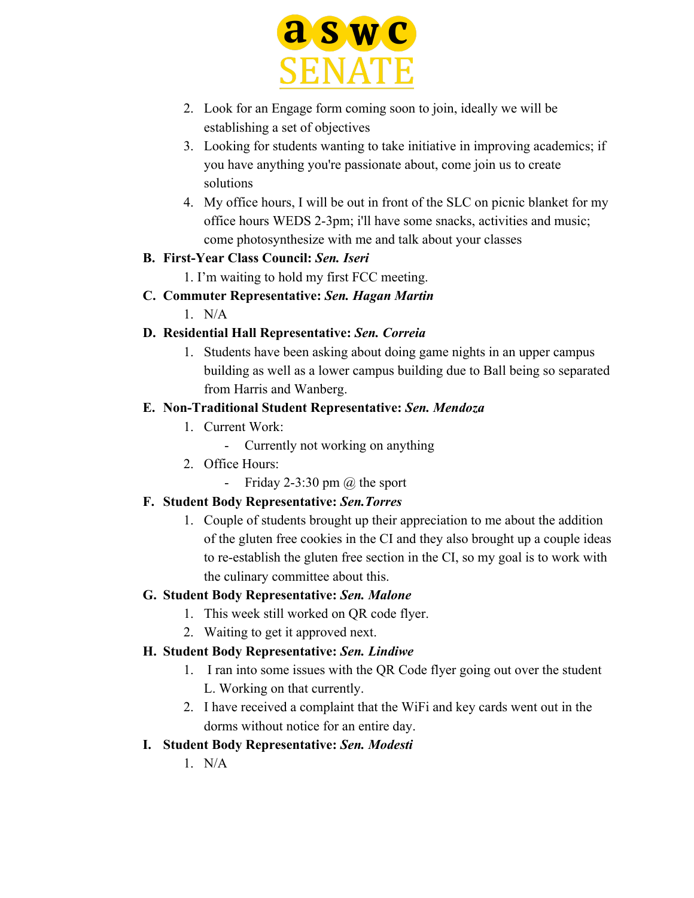2. Look for an Engage form coming soon to join, ideally we will be establishing a set of objectives
3. Looking for students wanting to take initiative in improving academics; if you have anything you're passionate about, come join us to create solutions
4. My office hours, I will be out in front of the SLC on picnic blanket for my office hours WEDS 2-3pm; i'll have some snacks, activities and music; come photosynthesize with me and talk about your classes

**B. First-Year Class Council: *Sen. Iseri***

1. I'm waiting to hold my first FCC meeting.

**C. Commuter Representative: *Sen. Hagan Martin***

1. N/A

**D. Residential Hall Representative: *Sen. Correia***

1. Students have been asking about doing game nights in an upper campus building as well as a lower campus building due to Ball being so separated from Harris and Wanberg.

**E. Non-Traditional Student Representative: *Sen. Mendoza***

1. Current Work:
   - Currently not working on anything
2. Office Hours:
   - Friday 2-3:30 pm @ the sport

**F. Student Body Representative: *Sen.Torres***

1. Couple of students brought up their appreciation to me about the addition of the gluten free cookies in the CI and they also brought up a couple ideas to re-establish the gluten free section in the CI, so my goal is to work with the culinary committee about this.

**G. Student Body Representative: *Sen. Malone***

1. This week still worked on QR code flyer.
2. Waiting to get it approved next.

**H. Student Body Representative: *Sen. Lindiwe***

1. I ran into some issues with the QR Code flyer going out over the student L. Working on that currently.
2. I have received a complaint that the WiFi and key cards went out in the dorms without notice for an entire day.

**I. Student Body Representative: *Sen. Modesti***

1. N/A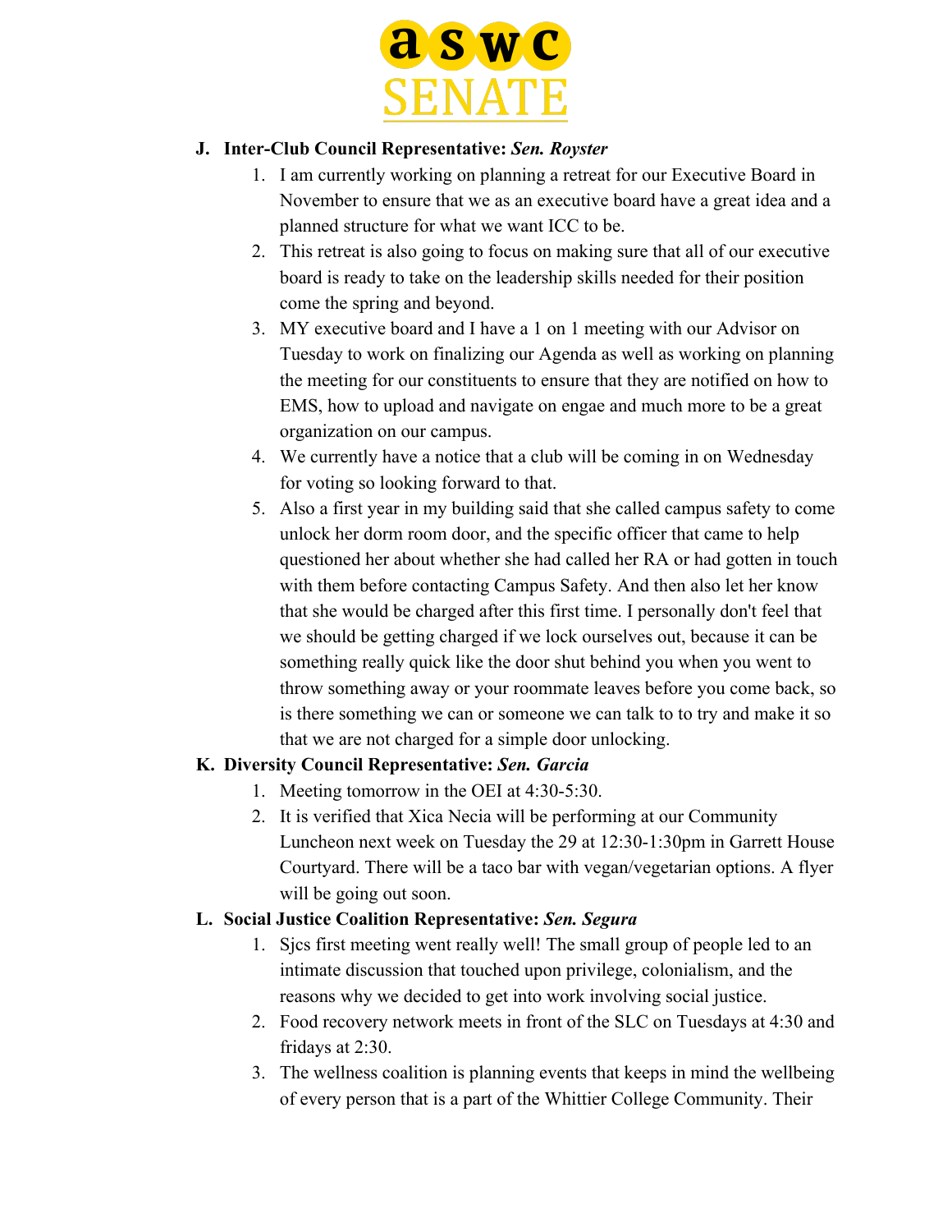J. **Inter-Club Council Representative:** ***Sen. Royster***

1. I am currently working on planning a retreat for our Executive Board in November to ensure that we as an executive board have a great idea and a planned structure for what we want ICC to be.
2. This retreat is also going to focus on making sure that all of our executive board is ready to take on the leadership skills needed for their position come the spring and beyond.
3. MY executive board and I have a 1 on 1 meeting with our Advisor on Tuesday to work on finalizing our Agenda as well as working on planning the meeting for our constituents to ensure that they are notified on how to EMS, how to upload and navigate on engae and much more to be a great organization on our campus.
4. We currently have a notice that a club will be coming in on Wednesday for voting so looking forward to that.
5. Also a first year in my building said that she called campus safety to come unlock her dorm room door, and the specific officer that came to help questioned her about whether she had called her RA or had gotten in touch with them before contacting Campus Safety. And then also let her know that she would be charged after this first time. I personally don't feel that we should be getting charged if we lock ourselves out, because it can be something really quick like the door shut behind you when you went to throw something away or your roommate leaves before you come back, so is there something we can or someone we can talk to to try and make it so that we are not charged for a simple door unlocking.

K. **Diversity Council Representative:** ***Sen. Garcia***

1. Meeting tomorrow in the OEI at 4:30-5:30.
2. It is verified that Xica Necia will be performing at our Community Luncheon next week on Tuesday the 29 at 12:30-1:30pm in Garrett House Courtyard. There will be a taco bar with vegan/vegetarian options. A flyer will be going out soon.

L. **Social Justice Coalition Representative:** ***Sen. Segura***

1. Sjcs first meeting went really well! The small group of people led to an intimate discussion that touched upon privilege, colonialism, and the reasons why we decided to get into work involving social justice.
2. Food recovery network meets in front of the SLC on Tuesdays at 4:30 and fridays at 2:30.
3. The wellness coalition is planning events that keeps in mind the wellbeing of every person that is a part of the Whittier College Community. Their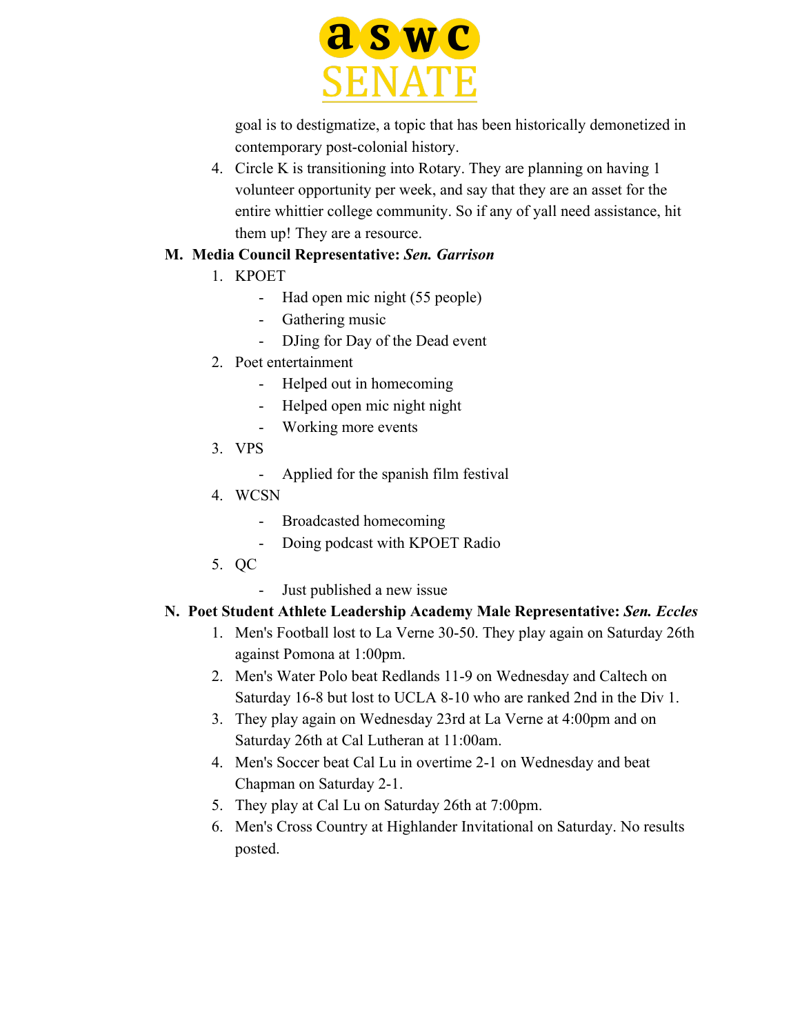goal is to destigmatize, a topic that has been historically demonetized in contemporary post-colonial history.

4. Circle K is transitioning into Rotary. They are planning on having 1 volunteer opportunity per week, and say that they are an asset for the entire whittier college community. So if any of yall need assistance, hit them up! They are a resource.

**M. Media Council Representative: *Sen. Garrison***

1. KPOET
   - Had open mic night (55 people)
   - Gathering music
   - DJing for Day of the Dead event
2. Poet entertainment
   - Helped out in homecoming
   - Helped open mic night night
   - Working more events
3. VPS
   - Applied for the spanish film festival
4. WCSN
   - Broadcasted homecoming
   - Doing podcast with KPOET Radio
5. QC
   - Just published a new issue

**N. Poet Student Athlete Leadership Academy Male Representative: *Sen. Eccles***

1. Men's Football lost to La Verne 30-50. They play again on Saturday 26th against Pomona at 1:00pm.
2. Men's Water Polo beat Redlands 11-9 on Wednesday and Caltech on Saturday 16-8 but lost to UCLA 8-10 who are ranked 2nd in the Div 1.
3. They play again on Wednesday 23rd at La Verne at 4:00pm and on Saturday 26th at Cal Lutheran at 11:00am.
4. Men's Soccer beat Cal Lu in overtime 2-1 on Wednesday and beat Chapman on Saturday 2-1.
5. They play at Cal Lu on Saturday 26th at 7:00pm.
6. Men's Cross Country at Highlander Invitational on Saturday. No results posted.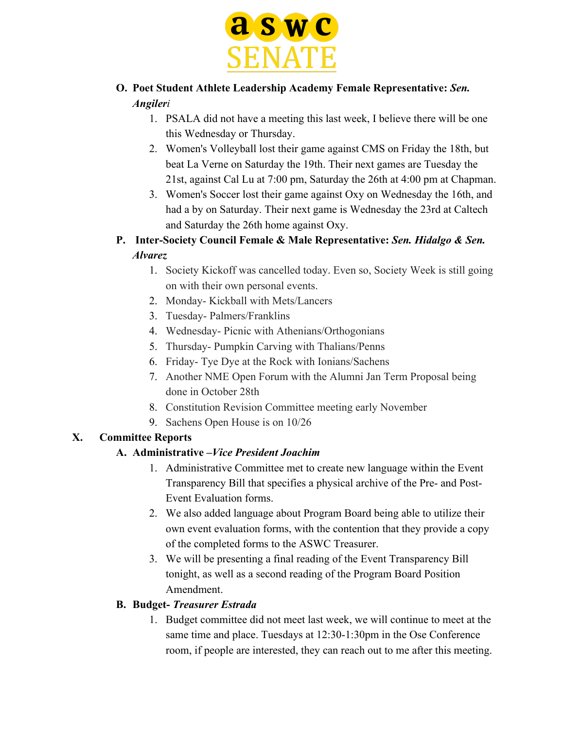O. **Poet Student Athlete Leadership Academy Female Representative:** ***Sen. Angileri***

1. PSALA did not have a meeting this last week, I believe there will be one this Wednesday or Thursday.
2. Women's Volleyball lost their game against CMS on Friday the 18th, but beat La Verne on Saturday the 19th. Their next games are Tuesday the 21st, against Cal Lu at 7:00 pm, Saturday the 26th at 4:00 pm at Chapman.
3. Women's Soccer lost their game against Oxy on Wednesday the 16th, and had a by on Saturday. Their next game is Wednesday the 23rd at Caltech and Saturday the 26th home against Oxy.

P. **Inter-Society Council Female & Male Representative:** ***Sen. Hidalgo & Sen. Alvarez***

1. Society Kickoff was cancelled today. Even so, Society Week is still going on with their own personal events.
2. Monday- Kickball with Mets/Lancers
3. Tuesday- Palmers/Franklins
4. Wednesday- Picnic with Athenians/Orthogonians
5. Thursday- Pumpkin Carving with Thalians/Penns
6. Friday- Tye Dye at the Rock with Ionians/Sachens
7. Another NME Open Forum with the Alumni Jan Term Proposal being done in October 28th
8. Constitution Revision Committee meeting early November
9. Sachens Open House is on 10/26

## X. Committee Reports

A. **Administrative –*Vice President Joachim***

1. Administrative Committee met to create new language within the Event Transparency Bill that specifies a physical archive of the Pre- and Post-Event Evaluation forms.
2. We also added language about Program Board being able to utilize their own event evaluation forms, with the contention that they provide a copy of the completed forms to the ASWC Treasurer.
3. We will be presenting a final reading of the Event Transparency Bill tonight, as well as a second reading of the Program Board Position Amendment.

B. **Budget- *Treasurer Estrada***

1. Budget committee did not meet last week, we will continue to meet at the same time and place. Tuesdays at 12:30-1:30pm in the Ose Conference room, if people are interested, they can reach out to me after this meeting.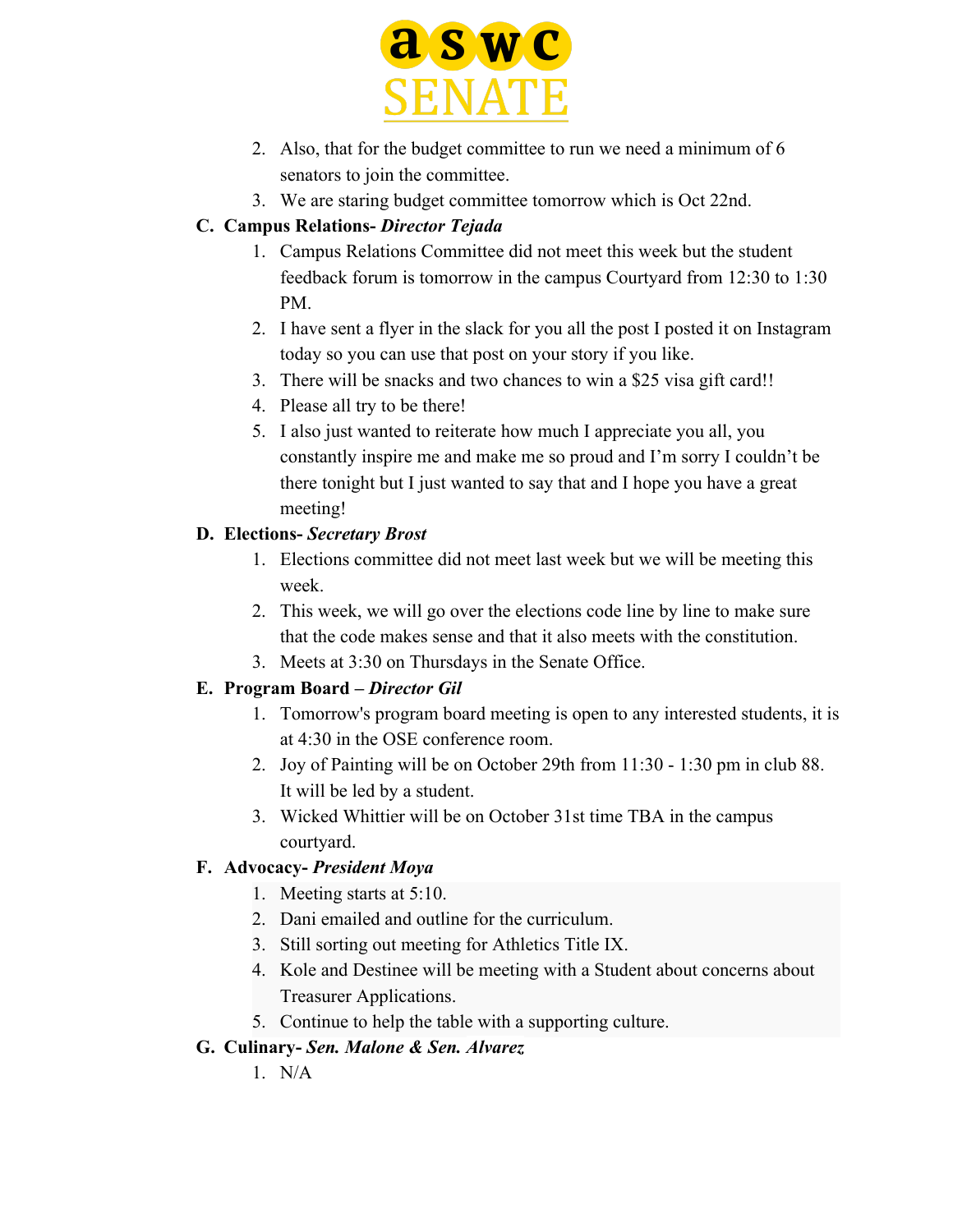2. Also, that for the budget committee to run we need a minimum of 6 senators to join the committee.
3. We are staring budget committee tomorrow which is Oct 22nd.

**C. Campus Relations-** ***Director Tejada***

1. Campus Relations Committee did not meet this week but the student feedback forum is tomorrow in the campus Courtyard from 12:30 to 1:30 PM.
2. I have sent a flyer in the slack for you all the post I posted it on Instagram today so you can use that post on your story if you like.
3. There will be snacks and two chances to win a $25 visa gift card!!
4. Please all try to be there!
5. I also just wanted to reiterate how much I appreciate you all, you constantly inspire me and make me so proud and I'm sorry I couldn't be there tonight but I just wanted to say that and I hope you have a great meeting!

**D. Elections-** ***Secretary Brost***

1. Elections committee did not meet last week but we will be meeting this week.
2. This week, we will go over the elections code line by line to make sure that the code makes sense and that it also meets with the constitution.
3. Meets at 3:30 on Thursdays in the Senate Office.

**E. Program Board –** ***Director Gil***

1. Tomorrow's program board meeting is open to any interested students, it is at 4:30 in the OSE conference room.
2. Joy of Painting will be on October 29th from 11:30 - 1:30 pm in club 88. It will be led by a student.
3. Wicked Whittier will be on October 31st time TBA in the campus courtyard.

**F. Advocacy-** ***President Moya***

1. Meeting starts at 5:10.
2. Dani emailed and outline for the curriculum.
3. Still sorting out meeting for Athletics Title IX.
4. Kole and Destinee will be meeting with a Student about concerns about Treasurer Applications.
5. Continue to help the table with a supporting culture.

**G. Culinary-** ***Sen. Malone & Sen. Alvarez***

1. N/A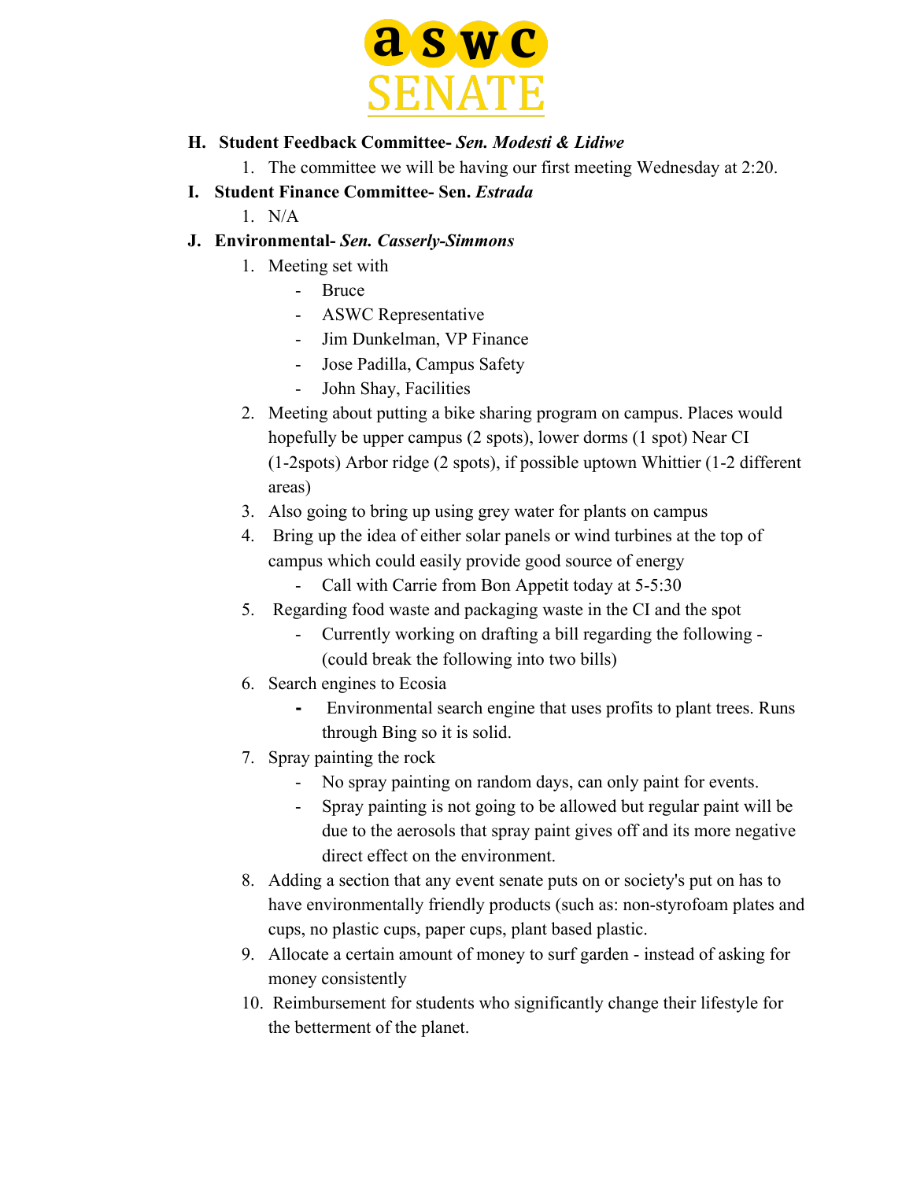**H. Student Feedback Committee- *Sen. Modesti & Lidiwe***

1. The committee we will be having our first meeting Wednesday at 2:20.

**I. Student Finance Committee- Sen. *Estrada***

1. N/A

**J. Environmental- *Sen. Casserly-Simmons***

1. Meeting set with
   - Bruce
   - ASWC Representative
   - Jim Dunkelman, VP Finance
   - Jose Padilla, Campus Safety
   - John Shay, Facilities
2. Meeting about putting a bike sharing program on campus. Places would hopefully be upper campus (2 spots), lower dorms (1 spot) Near CI (1-2spots) Arbor ridge (2 spots), if possible uptown Whittier (1-2 different areas)
3. Also going to bring up using grey water for plants on campus
4. Bring up the idea of either solar panels or wind turbines at the top of campus which could easily provide good source of energy
   - Call with Carrie from Bon Appetit today at 5-5:30
5. Regarding food waste and packaging waste in the CI and the spot
   - Currently working on drafting a bill regarding the following - (could break the following into two bills)
6. Search engines to Ecosia
   - Environmental search engine that uses profits to plant trees. Runs through Bing so it is solid.
7. Spray painting the rock
   - No spray painting on random days, can only paint for events.
   - Spray painting is not going to be allowed but regular paint will be due to the aerosols that spray paint gives off and its more negative direct effect on the environment.
8. Adding a section that any event senate puts on or society's put on has to have environmentally friendly products (such as: non-styrofoam plates and cups, no plastic cups, paper cups, plant based plastic.
9. Allocate a certain amount of money to surf garden - instead of asking for money consistently
10. Reimbursement for students who significantly change their lifestyle for the betterment of the planet.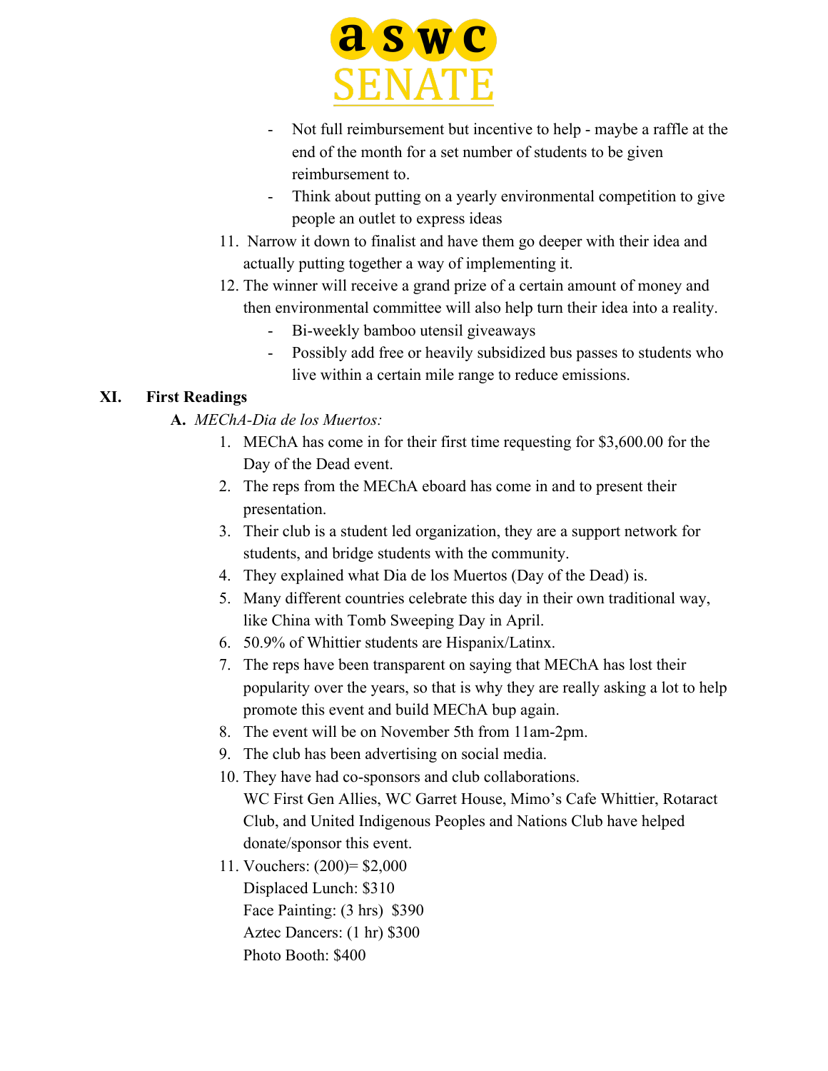- Not full reimbursement but incentive to help - maybe a raffle at the end of the month for a set number of students to be given reimbursement to.
- Think about putting on a yearly environmental competition to give people an outlet to express ideas

11. Narrow it down to finalist and have them go deeper with their idea and actually putting together a way of implementing it.
12. The winner will receive a grand prize of a certain amount of money and then environmental committee will also help turn their idea into a reality.
    - Bi-weekly bamboo utensil giveaways
    - Possibly add free or heavily subsidized bus passes to students who live within a certain mile range to reduce emissions.

## XI. First Readings

**A.** *MEChA-Dia de los Muertos:*

1. MEChA has come in for their first time requesting for $3,600.00 for the Day of the Dead event.
2. The reps from the MEChA eboard has come in and to present their presentation.
3. Their club is a student led organization, they are a support network for students, and bridge students with the community.
4. They explained what Dia de los Muertos (Day of the Dead) is.
5. Many different countries celebrate this day in their own traditional way, like China with Tomb Sweeping Day in April.
6. 50.9% of Whittier students are Hispanix/Latinx.
7. The reps have been transparent on saying that MEChA has lost their popularity over the years, so that is why they are really asking a lot to help promote this event and build MEChA bup again.
8. The event will be on November 5th from 11am-2pm.
9. The club has been advertising on social media.
10. They have had co-sponsors and club collaborations.
    WC First Gen Allies, WC Garret House, Mimo's Cafe Whittier, Rotaract Club, and United Indigenous Peoples and Nations Club have helped donate/sponsor this event.
11. Vouchers: (200)= $2,000
    Displaced Lunch: $310
    Face Painting: (3 hrs) $390
    Aztec Dancers: (1 hr) $300
    Photo Booth: $400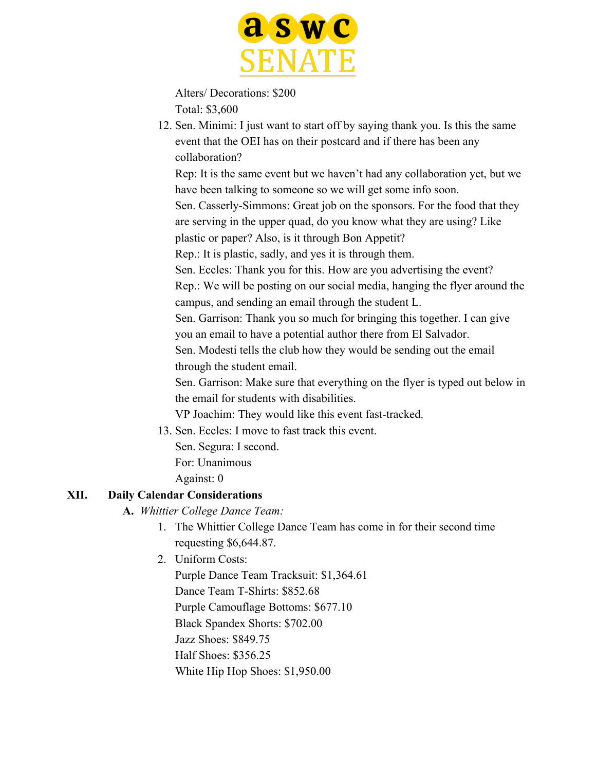Alters/ Decorations: $200

Total: $3,600

12. Sen. Minimi: I just want to start off by saying thank you. Is this the same event that the OEI has on their postcard and if there has been any collaboration?

    Rep: It is the same event but we haven't had any collaboration yet, but we have been talking to someone so we will get some info soon.

    Sen. Casserly-Simmons: Great job on the sponsors. For the food that they are serving in the upper quad, do you know what they are using? Like plastic or paper? Also, is it through Bon Appetit?

    Rep.: It is plastic, sadly, and yes it is through them.

    Sen. Eccles: Thank you for this. How are you advertising the event?

    Rep.: We will be posting on our social media, hanging the flyer around the campus, and sending an email through the student L.

    Sen. Garrison: Thank you so much for bringing this together. I can give you an email to have a potential author there from El Salvador.

    Sen. Modesti tells the club how they would be sending out the email through the student email.

    Sen. Garrison: Make sure that everything on the flyer is typed out below in the email for students with disabilities.

    VP Joachim: They would like this event fast-tracked.

13. Sen. Eccles: I move to fast track this event.

    Sen. Segura: I second.

    For: Unanimous

    Against: 0

## XII. Daily Calendar Considerations

**A.** *Whittier College Dance Team:*

1. The Whittier College Dance Team has come in for their second time requesting $6,644.87.
2. Uniform Costs:

   Purple Dance Team Tracksuit: $1,364.61

   Dance Team T-Shirts: $852.68

   Purple Camouflage Bottoms: $677.10

   Black Spandex Shorts: $702.00

   Jazz Shoes: $849.75

   Half Shoes: $356.25

   White Hip Hop Shoes: $1,950.00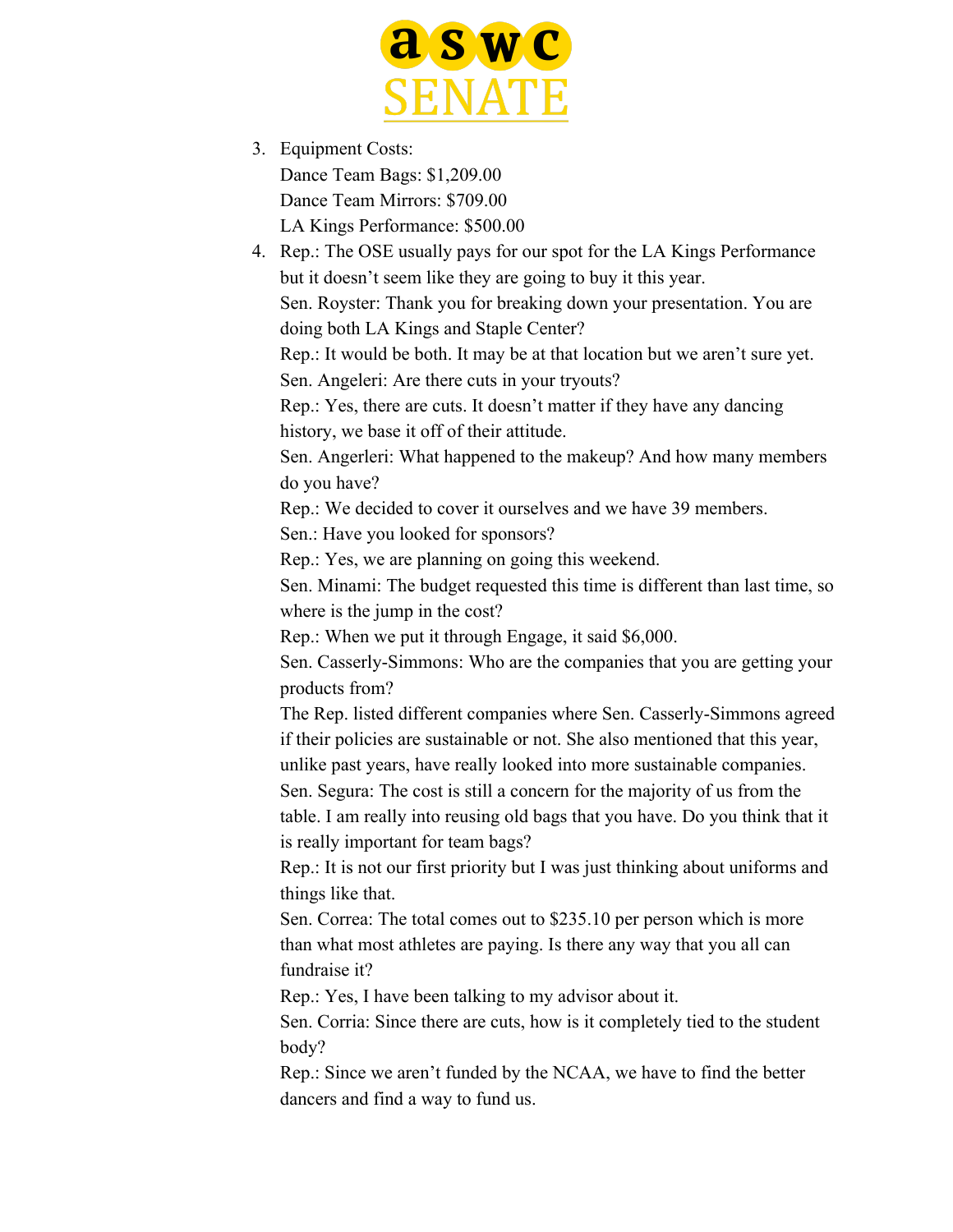3. Equipment Costs:
   Dance Team Bags: $1,209.00
   Dance Team Mirrors: $709.00
   LA Kings Performance: $500.00
4. Rep.: The OSE usually pays for our spot for the LA Kings Performance but it doesn't seem like they are going to buy it this year.
   Sen. Royster: Thank you for breaking down your presentation. You are doing both LA Kings and Staple Center?
   Rep.: It would be both. It may be at that location but we aren't sure yet.
   Sen. Angeleri: Are there cuts in your tryouts?
   Rep.: Yes, there are cuts. It doesn't matter if they have any dancing history, we base it off of their attitude.
   Sen. Angerleri: What happened to the makeup? And how many members do you have?
   Rep.: We decided to cover it ourselves and we have 39 members.
   Sen.: Have you looked for sponsors?
   Rep.: Yes, we are planning on going this weekend.
   Sen. Minami: The budget requested this time is different than last time, so where is the jump in the cost?
   Rep.: When we put it through Engage, it said $6,000.
   Sen. Casserly-Simmons: Who are the companies that you are getting your products from?
   The Rep. listed different companies where Sen. Casserly-Simmons agreed if their policies are sustainable or not. She also mentioned that this year, unlike past years, have really looked into more sustainable companies.
   Sen. Segura: The cost is still a concern for the majority of us from the table. I am really into reusing old bags that you have. Do you think that it is really important for team bags?
   Rep.: It is not our first priority but I was just thinking about uniforms and things like that.
   Sen. Correa: The total comes out to $235.10 per person which is more than what most athletes are paying. Is there any way that you all can fundraise it?
   Rep.: Yes, I have been talking to my advisor about it.
   Sen. Corria: Since there are cuts, how is it completely tied to the student body?
   Rep.: Since we aren't funded by the NCAA, we have to find the better dancers and find a way to fund us.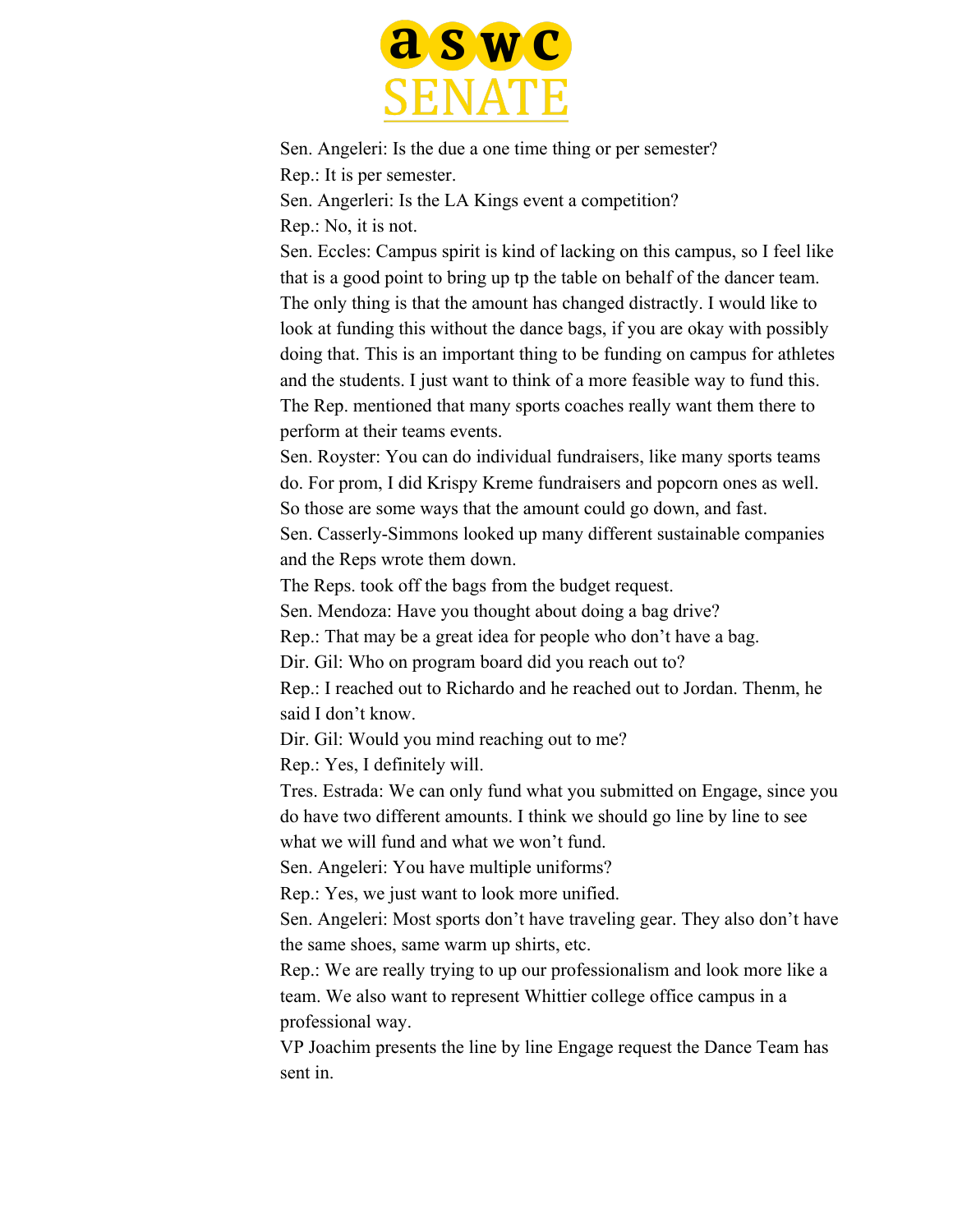Sen. Angeleri: Is the due a one time thing or per semester?

Rep.: It is per semester.

Sen. Angerleri: Is the LA Kings event a competition?

Rep.: No, it is not.

Sen. Eccles: Campus spirit is kind of lacking on this campus, so I feel like that is a good point to bring up tp the table on behalf of the dancer team. The only thing is that the amount has changed distractly. I would like to look at funding this without the dance bags, if you are okay with possibly doing that. This is an important thing to be funding on campus for athletes and the students. I just want to think of a more feasible way to fund this. The Rep. mentioned that many sports coaches really want them there to perform at their teams events.

Sen. Royster: You can do individual fundraisers, like many sports teams do. For prom, I did Krispy Kreme fundraisers and popcorn ones as well. So those are some ways that the amount could go down, and fast.

Sen. Casserly-Simmons looked up many different sustainable companies and the Reps wrote them down.

The Reps. took off the bags from the budget request.

Sen. Mendoza: Have you thought about doing a bag drive?

Rep.: That may be a great idea for people who don't have a bag.

Dir. Gil: Who on program board did you reach out to?

Rep.: I reached out to Richardo and he reached out to Jordan. Thenm, he said I don't know.

Dir. Gil: Would you mind reaching out to me?

Rep.: Yes, I definitely will.

Tres. Estrada: We can only fund what you submitted on Engage, since you do have two different amounts. I think we should go line by line to see what we will fund and what we won't fund.

Sen. Angeleri: You have multiple uniforms?

Rep.: Yes, we just want to look more unified.

Sen. Angeleri: Most sports don't have traveling gear. They also don't have the same shoes, same warm up shirts, etc.

Rep.: We are really trying to up our professionalism and look more like a team. We also want to represent Whittier college office campus in a professional way.

VP Joachim presents the line by line Engage request the Dance Team has sent in.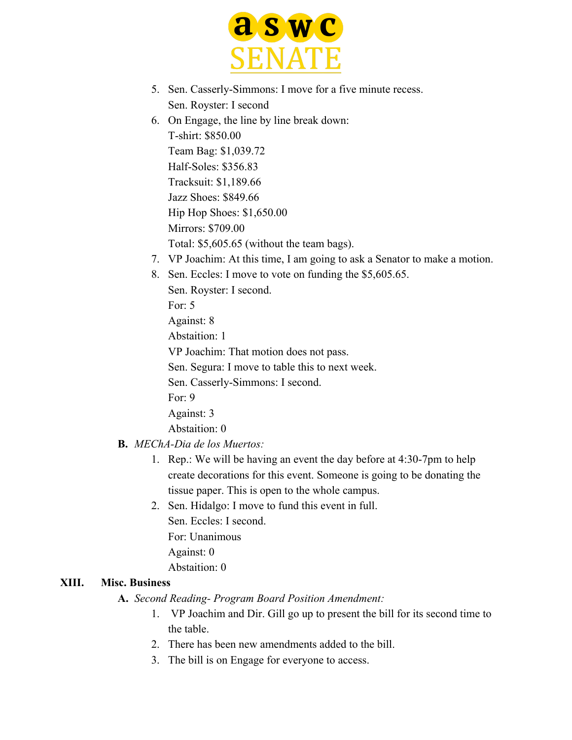5. Sen. Casserly-Simmons: I move for a five minute recess.
   Sen. Royster: I second
6. On Engage, the line by line break down:
   T-shirt: $850.00
   Team Bag: $1,039.72
   Half-Soles: $356.83
   Tracksuit: $1,189.66
   Jazz Shoes: $849.66
   Hip Hop Shoes: $1,650.00
   Mirrors: $709.00
   Total: $5,605.65 (without the team bags).
7. VP Joachim: At this time, I am going to ask a Senator to make a motion.
8. Sen. Eccles: I move to vote on funding the $5,605.65.
   Sen. Royster: I second.
   For: 5
   Against: 8
   Abstaition: 1
   VP Joachim: That motion does not pass.
   Sen. Segura: I move to table this to next week.
   Sen. Casserly-Simmons: I second.
   For: 9
   Against: 3
   Abstaition: 0

**B.** *MEChA-Dia de los Muertos:*

1. Rep.: We will be having an event the day before at 4:30-7pm to help create decorations for this event. Someone is going to be donating the tissue paper. This is open to the whole campus.
2. Sen. Hidalgo: I move to fund this event in full.
   Sen. Eccles: I second.
   For: Unanimous
   Against: 0
   Abstaition: 0

## XIII. Misc. Business

**A.** *Second Reading- Program Board Position Amendment:*

1. VP Joachim and Dir. Gill go up to present the bill for its second time to the table.
2. There has been new amendments added to the bill.
3. The bill is on Engage for everyone to access.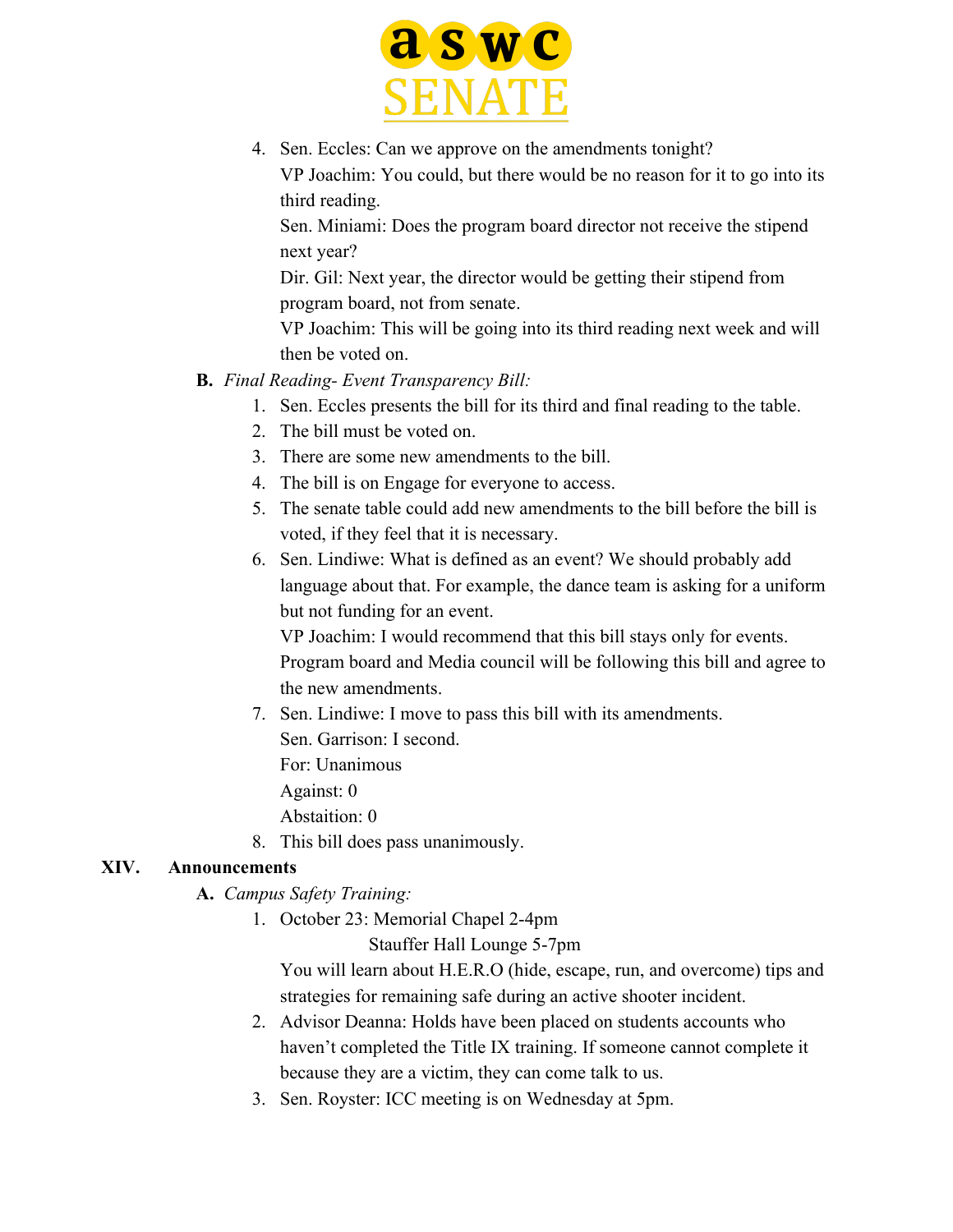4. Sen. Eccles: Can we approve on the amendments tonight?
   VP Joachim: You could, but there would be no reason for it to go into its third reading.
   Sen. Miniami: Does the program board director not receive the stipend next year?
   Dir. Gil: Next year, the director would be getting their stipend from program board, not from senate.
   VP Joachim: This will be going into its third reading next week and will then be voted on.

**B.** *Final Reading- Event Transparency Bill:*

1. Sen. Eccles presents the bill for its third and final reading to the table.
2. The bill must be voted on.
3. There are some new amendments to the bill.
4. The bill is on Engage for everyone to access.
5. The senate table could add new amendments to the bill before the bill is voted, if they feel that it is necessary.
6. Sen. Lindiwe: What is defined as an event? We should probably add language about that. For example, the dance team is asking for a uniform but not funding for an event.
   VP Joachim: I would recommend that this bill stays only for events. Program board and Media council will be following this bill and agree to the new amendments.
7. Sen. Lindiwe: I move to pass this bill with its amendments.
   Sen. Garrison: I second.
   For: Unanimous
   Against: 0
   Abstaition: 0
8. This bill does pass unanimously.

## XIV. Announcements

**A.** *Campus Safety Training:*

1. October 23: Memorial Chapel 2-4pm
   Stauffer Hall Lounge 5-7pm
   You will learn about H.E.R.O (hide, escape, run, and overcome) tips and strategies for remaining safe during an active shooter incident.
2. Advisor Deanna: Holds have been placed on students accounts who haven't completed the Title IX training. If someone cannot complete it because they are a victim, they can come talk to us.
3. Sen. Royster: ICC meeting is on Wednesday at 5pm.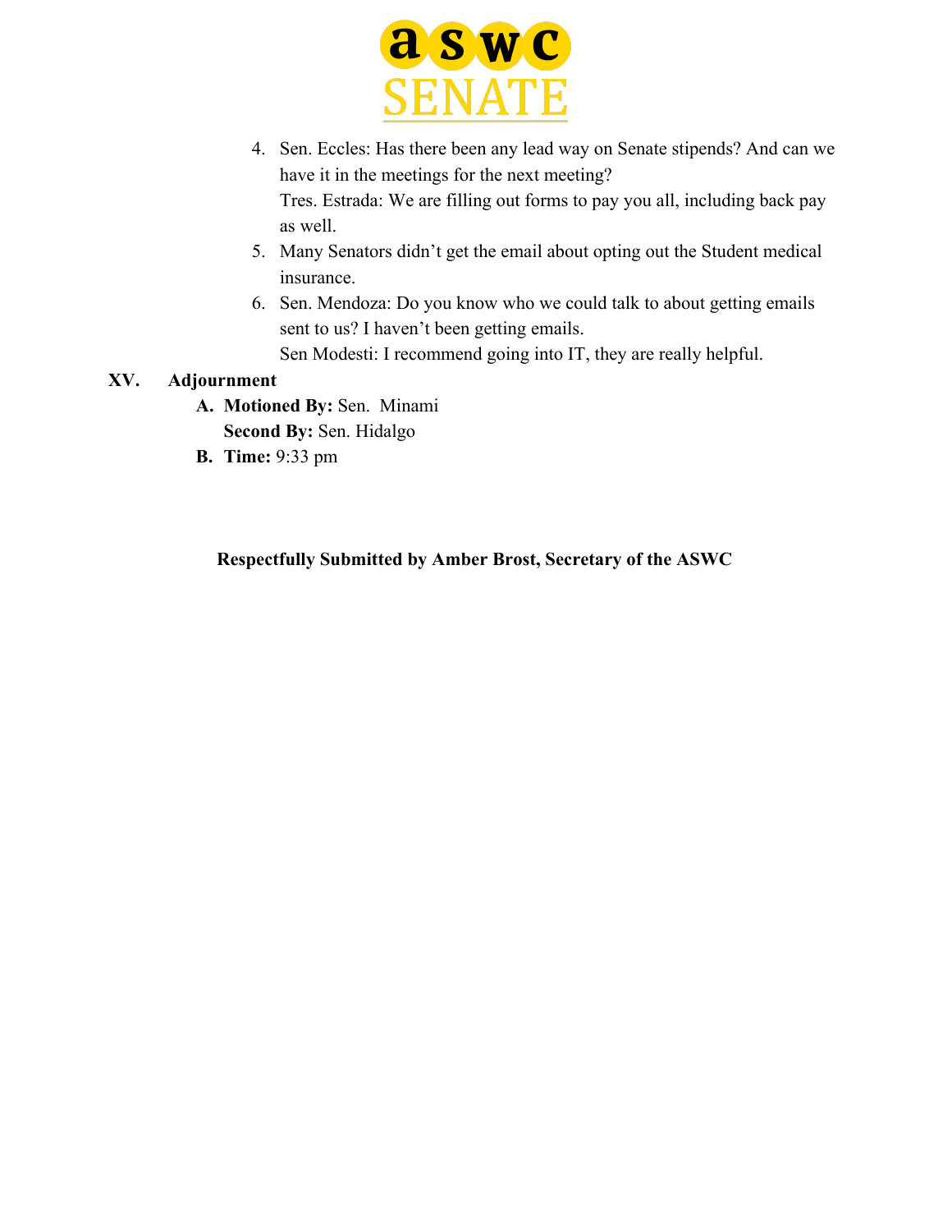4. Sen. Eccles: Has there been any lead way on Senate stipends? And can we have it in the meetings for the next meeting?
   Tres. Estrada: We are filling out forms to pay you all, including back pay as well.
5. Many Senators didn't get the email about opting out the Student medical insurance.
6. Sen. Mendoza: Do you know who we could talk to about getting emails sent to us? I haven't been getting emails.
   Sen Modesti: I recommend going into IT, they are really helpful.

**XV. Adjournment**

A. **Motioned By:** Sen. Minami
   **Second By:** Sen. Hidalgo
B. **Time:** 9:33 pm

**Respectfully Submitted by Amber Brost, Secretary of the ASWC**